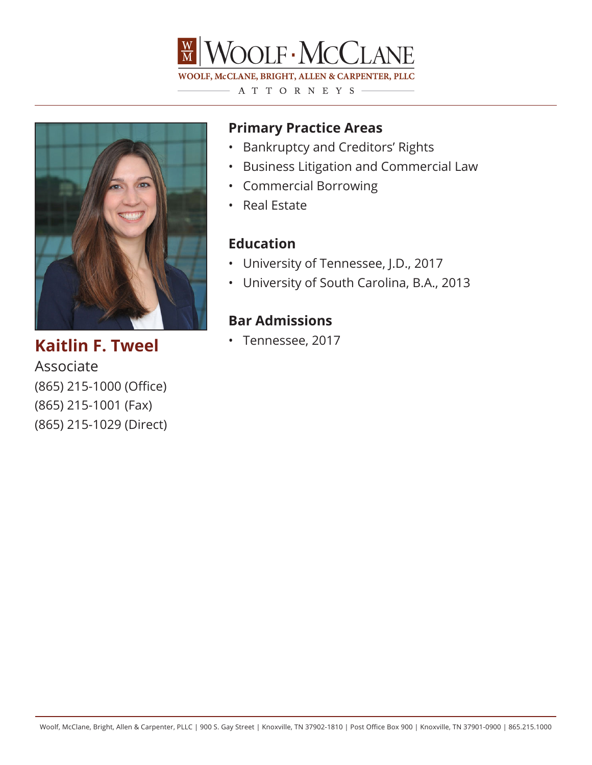# Woolf · McClane

WOOLF, McCLANE, BRIGHT, ALLEN & CARPENTER, PLLC

ATTORNEYS

## Kaitlin F. Tweel

Associate

(865) 215-1000 (Office)

(865) 215-1001 (Fax)

(865) 215-1029 (Direct)

### Primary Practice Areas

- Bankruptcy and Creditors' Rights
- Business Litigation and Commercial Law
- Commercial Borrowing
- Real Estate

### Education

- University of Tennessee, J.D., 2017
- University of South Carolina, B.A., 2013

### Bar Admissions

- Tennessee, 2017

Woolf, McClane, Bright, Allen & Carpenter, PLLC | 900 S. Gay Street | Knoxville, TN 37902-1810 | Post Office Box 900 | Knoxville, TN 37901-0900 | 865.215.1000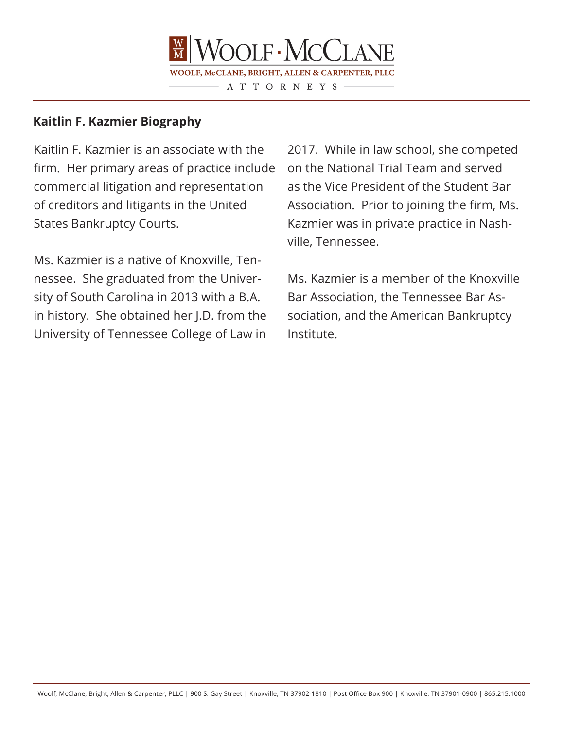**Kaitlin F. Kazmier Biography**

Kaitlin F. Kazmier is an associate with the firm. Her primary areas of practice include commercial litigation and representation of creditors and litigants in the United States Bankruptcy Courts.

Ms. Kazmier is a native of Knoxville, Tennessee. She graduated from the University of South Carolina in 2013 with a B.A. in history. She obtained her J.D. from the University of Tennessee College of Law in 2017. While in law school, she competed on the National Trial Team and served as the Vice President of the Student Bar Association. Prior to joining the firm, Ms. Kazmier was in private practice in Nashville, Tennessee.

Ms. Kazmier is a member of the Knoxville Bar Association, the Tennessee Bar Association, and the American Bankruptcy Institute.